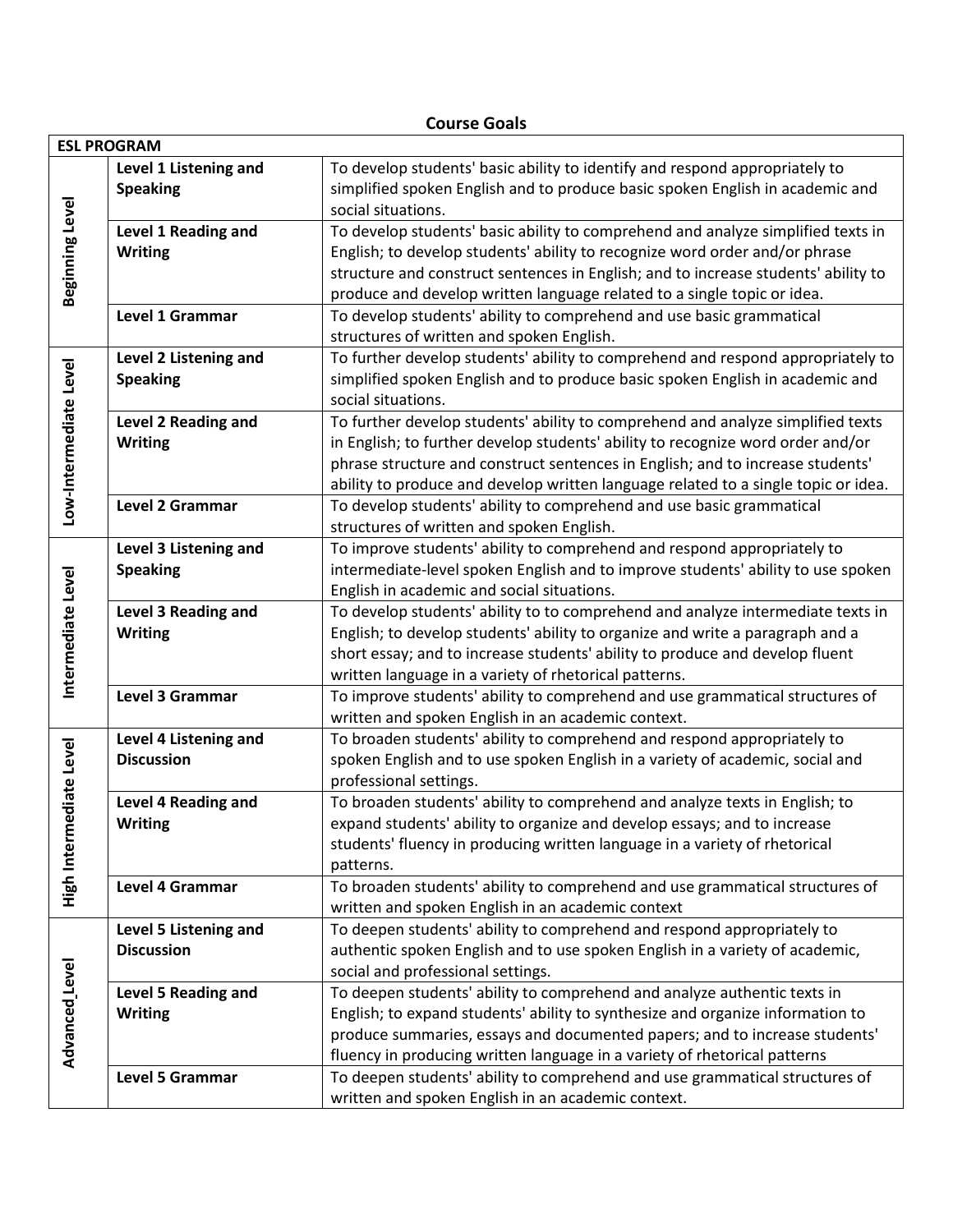## Course Goals

| ESL PROGRAM | | |
|---|---|---|
| **Beginning Level** | **Level 1 Listening and Speaking** | To develop students' basic ability to identify and respond appropriately to simplified spoken English and to produce basic spoken English in academic and social situations. |
| | **Level 1 Reading and Writing** | To develop students' basic ability to comprehend and analyze simplified texts in English; to develop students' ability to recognize word order and/or phrase structure and construct sentences in English; and to increase students' ability to produce and develop written language related to a single topic or idea. |
| | **Level 1 Grammar** | To develop students' ability to comprehend and use basic grammatical structures of written and spoken English. |
| **Low-Intermediate Level** | **Level 2 Listening and Speaking** | To further develop students' ability to comprehend and respond appropriately to simplified spoken English and to produce basic spoken English in academic and social situations. |
| | **Level 2 Reading and Writing** | To further develop students' ability to comprehend and analyze simplified texts in English; to further develop students' ability to recognize word order and/or phrase structure and construct sentences in English; and to increase students' ability to produce and develop written language related to a single topic or idea. |
| | **Level 2 Grammar** | To develop students' ability to comprehend and use basic grammatical structures of written and spoken English. |
| **Intermediate Level** | **Level 3 Listening and Speaking** | To improve students' ability to comprehend and respond appropriately to intermediate-level spoken English and to improve students' ability to use spoken English in academic and social situations. |
| | **Level 3 Reading and Writing** | To develop students' ability to to comprehend and analyze intermediate texts in English; to develop students' ability to organize and write a paragraph and a short essay; and to increase students' ability to produce and develop fluent written language in a variety of rhetorical patterns. |
| | **Level 3 Grammar** | To improve students' ability to comprehend and use grammatical structures of written and spoken English in an academic context. |
| **High Intermediate Level** | **Level 4 Listening and Discussion** | To broaden students' ability to comprehend and respond appropriately to spoken English and to use spoken English in a variety of academic, social and professional settings. |
| | **Level 4 Reading and Writing** | To broaden students' ability to comprehend and analyze texts in English; to expand students' ability to organize and develop essays; and to increase students' fluency in producing written language in a variety of rhetorical patterns. |
| | **Level 4 Grammar** | To broaden students' ability to comprehend and use grammatical structures of written and spoken English in an academic context |
| **Advanced_Level** | **Level 5 Listening and Discussion** | To deepen students' ability to comprehend and respond appropriately to authentic spoken English and to use spoken English in a variety of academic, social and professional settings. |
| | **Level 5 Reading and Writing** | To deepen students' ability to comprehend and analyze authentic texts in English; to expand students' ability to synthesize and organize information to produce summaries, essays and documented papers; and to increase students' fluency in producing written language in a variety of rhetorical patterns |
| | **Level 5 Grammar** | To deepen students' ability to comprehend and use grammatical structures of written and spoken English in an academic context. |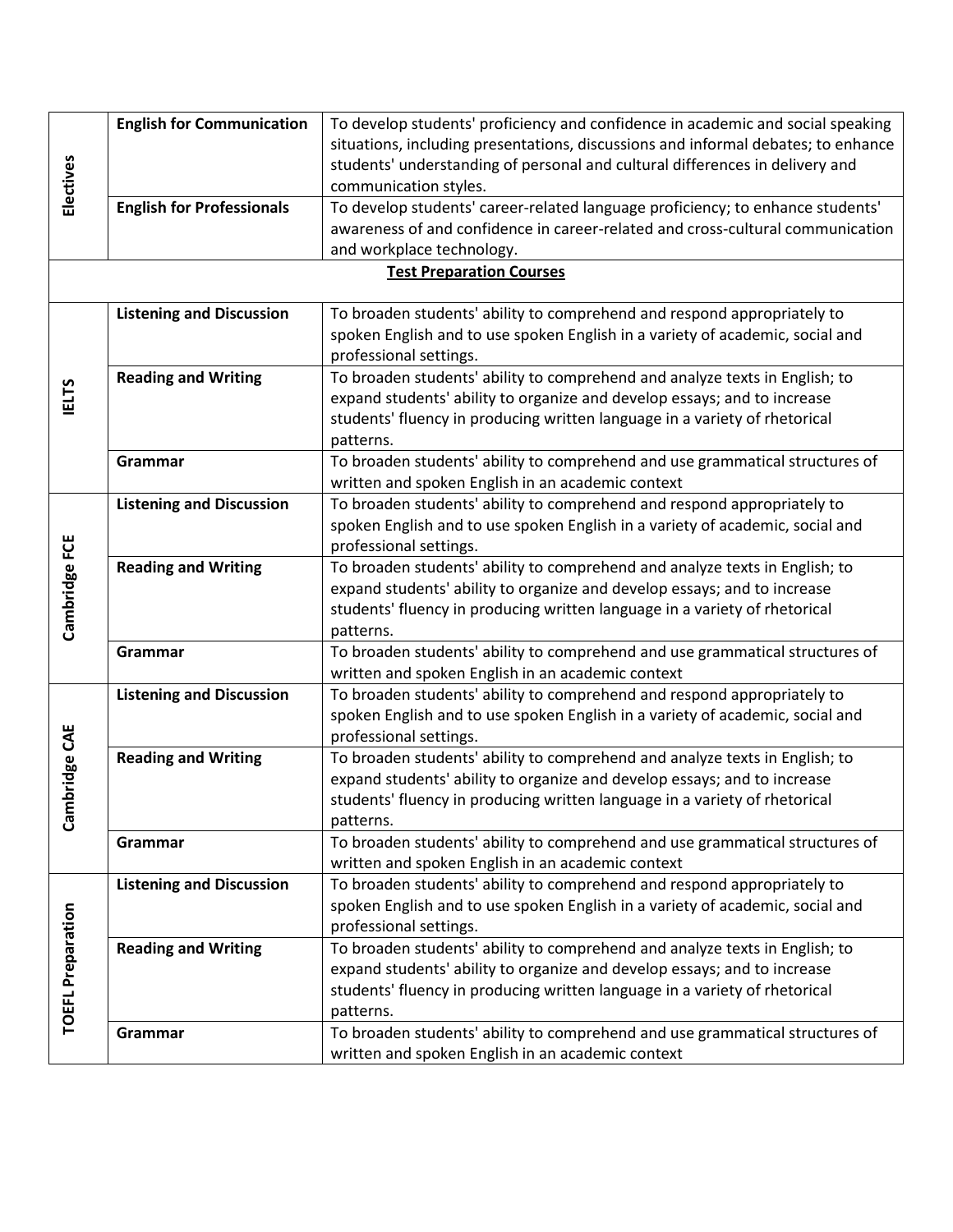| | | |
|---|---|---|
| **Electives** | **English for Communication** | To develop students' proficiency and confidence in academic and social speaking situations, including presentations, discussions and informal debates; to enhance students' understanding of personal and cultural differences in delivery and communication styles. |
| | **English for Professionals** | To develop students' career-related language proficiency; to enhance students' awareness of and confidence in career-related and cross-cultural communication and workplace technology. |
| **Test Preparation Courses** | | |
| **IELTS** | **Listening and Discussion** | To broaden students' ability to comprehend and respond appropriately to spoken English and to use spoken English in a variety of academic, social and professional settings. |
| | **Reading and Writing** | To broaden students' ability to comprehend and analyze texts in English; to expand students' ability to organize and develop essays; and to increase students' fluency in producing written language in a variety of rhetorical patterns. |
| | **Grammar** | To broaden students' ability to comprehend and use grammatical structures of written and spoken English in an academic context |
| **Cambridge FCE** | **Listening and Discussion** | To broaden students' ability to comprehend and respond appropriately to spoken English and to use spoken English in a variety of academic, social and professional settings. |
| | **Reading and Writing** | To broaden students' ability to comprehend and analyze texts in English; to expand students' ability to organize and develop essays; and to increase students' fluency in producing written language in a variety of rhetorical patterns. |
| | **Grammar** | To broaden students' ability to comprehend and use grammatical structures of written and spoken English in an academic context |
| **Cambridge CAE** | **Listening and Discussion** | To broaden students' ability to comprehend and respond appropriately to spoken English and to use spoken English in a variety of academic, social and professional settings. |
| | **Reading and Writing** | To broaden students' ability to comprehend and analyze texts in English; to expand students' ability to organize and develop essays; and to increase students' fluency in producing written language in a variety of rhetorical patterns. |
| | **Grammar** | To broaden students' ability to comprehend and use grammatical structures of written and spoken English in an academic context |
| **TOEFL Preparation** | **Listening and Discussion** | To broaden students' ability to comprehend and respond appropriately to spoken English and to use spoken English in a variety of academic, social and professional settings. |
| | **Reading and Writing** | To broaden students' ability to comprehend and analyze texts in English; to expand students' ability to organize and develop essays; and to increase students' fluency in producing written language in a variety of rhetorical patterns. |
| | **Grammar** | To broaden students' ability to comprehend and use grammatical structures of written and spoken English in an academic context |